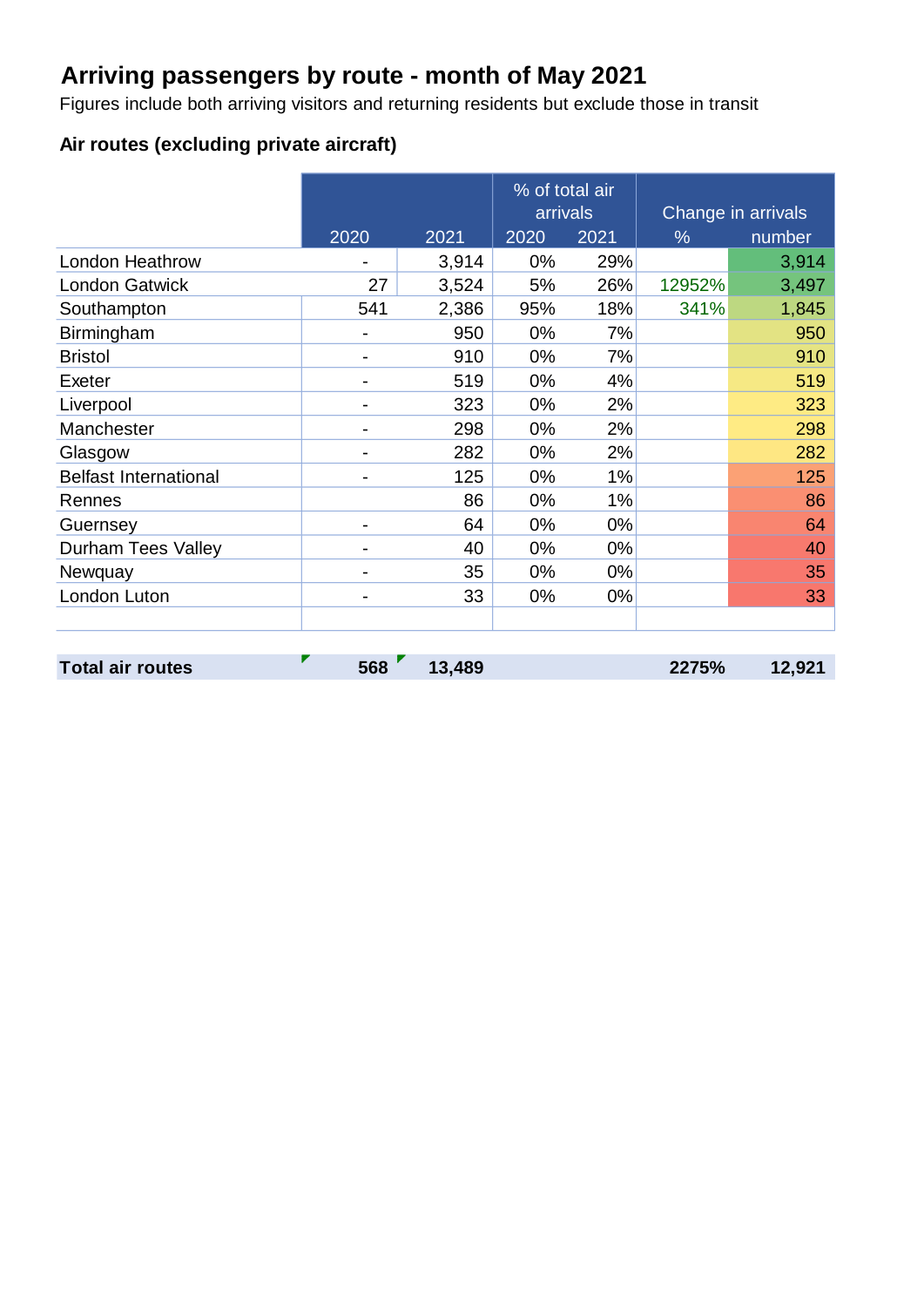# Arriving passengers by route - month of May 2021

Figures include both arriving visitors and returning residents but exclude those in transit

### Air routes (excluding private aircraft)

| | 2020 | 2021 | % of total air arrivals 2020 | % of total air arrivals 2021 | Change in arrivals % | Change in arrivals number |
|---|---|---|---|---|---|---|
| London Heathrow | - | 3,914 | 0% | 29% | | 3,914 |
| London Gatwick | 27 | 3,524 | 5% | 26% | 12952% | 3,497 |
| Southampton | 541 | 2,386 | 95% | 18% | 341% | 1,845 |
| Birmingham | - | 950 | 0% | 7% | | 950 |
| Bristol | - | 910 | 0% | 7% | | 910 |
| Exeter | - | 519 | 0% | 4% | | 519 |
| Liverpool | - | 323 | 0% | 2% | | 323 |
| Manchester | - | 298 | 0% | 2% | | 298 |
| Glasgow | - | 282 | 0% | 2% | | 282 |
| Belfast International | - | 125 | 0% | 1% | | 125 |
| Rennes | | 86 | 0% | 1% | | 86 |
| Guernsey | - | 64 | 0% | 0% | | 64 |
| Durham Tees Valley | - | 40 | 0% | 0% | | 40 |
| Newquay | - | 35 | 0% | 0% | | 35 |
| London Luton | - | 33 | 0% | 0% | | 33 |
| **Total air routes** | **568** | **13,489** | | | **2275%** | **12,921** |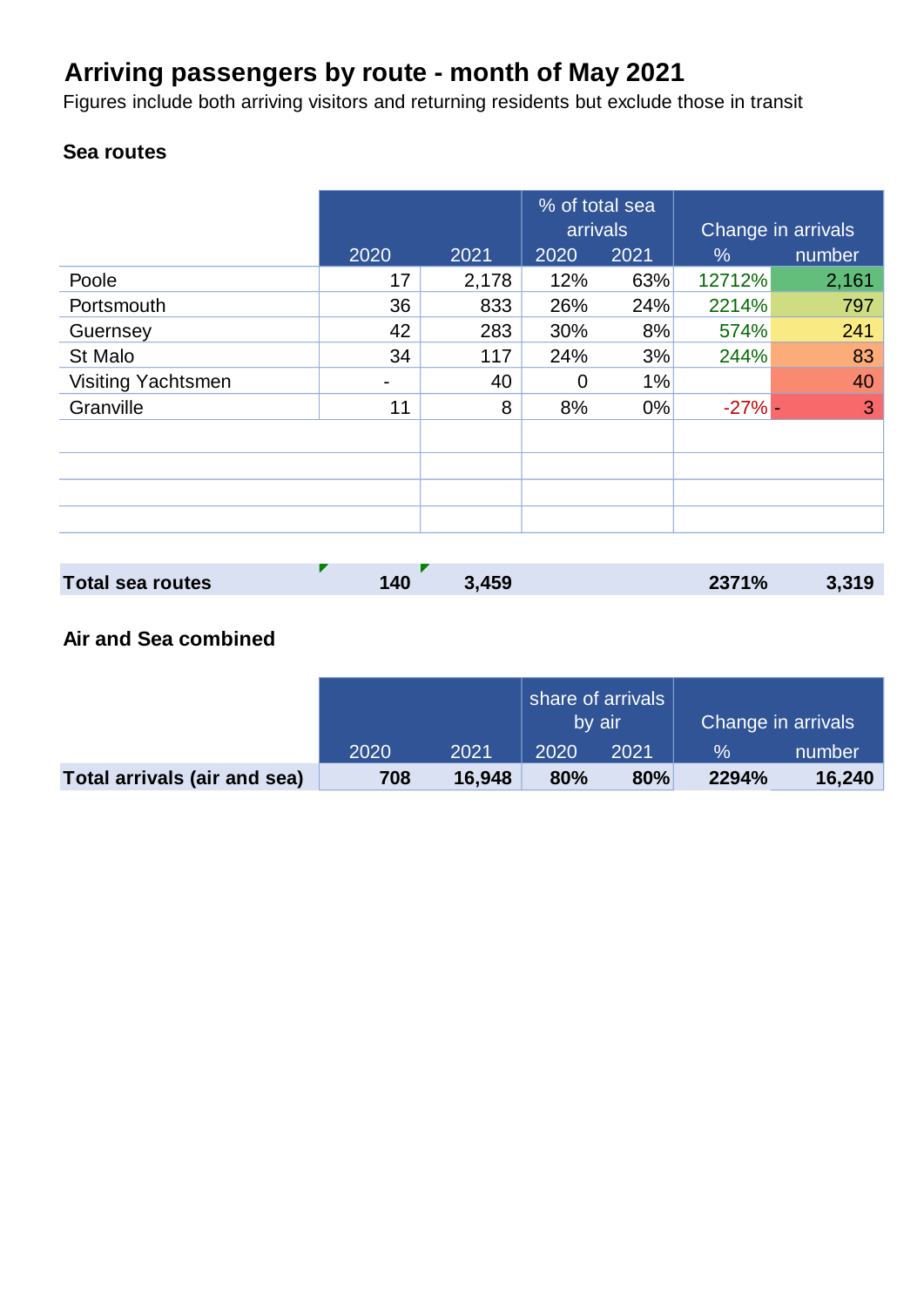# Arriving passengers by route - month of May 2021

Figures include both arriving visitors and returning residents but exclude those in transit

## Sea routes

| | 2020 | 2021 | % of total sea arrivals 2020 | % of total sea arrivals 2021 | Change in arrivals % | Change in arrivals number |
|---|---|---|---|---|---|---|
| Poole | 17 | 2,178 | 12% | 63% | 12712% | 2,161 |
| Portsmouth | 36 | 833 | 26% | 24% | 2214% | 797 |
| Guernsey | 42 | 283 | 30% | 8% | 574% | 241 |
| St Malo | 34 | 117 | 24% | 3% | 244% | 83 |
| Visiting Yachtsmen | - | 40 | 0 | 1% | | 40 |
| Granville | 11 | 8 | 8% | 0% | -27% | - 3 |
| **Total sea routes** | **140** | **3,459** | | | **2371%** | **3,319** |

## Air and Sea combined

| | 2020 | 2021 | share of arrivals by air 2020 | share of arrivals by air 2021 | Change in arrivals % | Change in arrivals number |
|---|---|---|---|---|---|---|
| **Total arrivals (air and sea)** | **708** | **16,948** | **80%** | **80%** | **2294%** | **16,240** |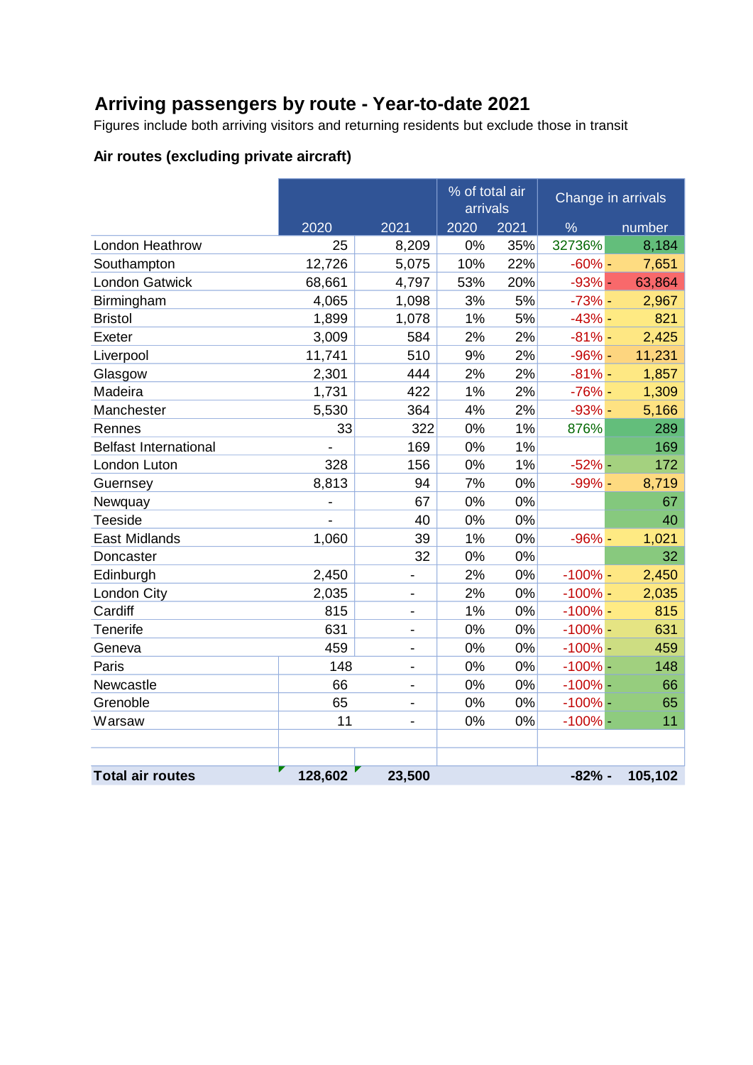## Arriving passengers by route - Year-to-date 2021

Figures include both arriving visitors and returning residents but exclude those in transit

### Air routes (excluding private aircraft)

| | | | % of total air arrivals | | Change in arrivals | |
|---|---|---|---|---|---|---|
| | 2020 | 2021 | 2020 | 2021 | % | number |
| London Heathrow | 25 | 8,209 | 0% | 35% | 32736% | 8,184 |
| Southampton | 12,726 | 5,075 | 10% | 22% | -60% | - 7,651 |
| London Gatwick | 68,661 | 4,797 | 53% | 20% | -93% | - 63,864 |
| Birmingham | 4,065 | 1,098 | 3% | 5% | -73% | - 2,967 |
| Bristol | 1,899 | 1,078 | 1% | 5% | -43% | - 821 |
| Exeter | 3,009 | 584 | 2% | 2% | -81% | - 2,425 |
| Liverpool | 11,741 | 510 | 9% | 2% | -96% | - 11,231 |
| Glasgow | 2,301 | 444 | 2% | 2% | -81% | - 1,857 |
| Madeira | 1,731 | 422 | 1% | 2% | -76% | - 1,309 |
| Manchester | 5,530 | 364 | 4% | 2% | -93% | - 5,166 |
| Rennes | 33 | 322 | 0% | 1% | 876% | 289 |
| Belfast International | - | 169 | 0% | 1% | | 169 |
| London Luton | 328 | 156 | 0% | 1% | -52% | - 172 |
| Guernsey | 8,813 | 94 | 7% | 0% | -99% | - 8,719 |
| Newquay | - | 67 | 0% | 0% | | 67 |
| Teeside | - | 40 | 0% | 0% | | 40 |
| East Midlands | 1,060 | 39 | 1% | 0% | -96% | - 1,021 |
| Doncaster | | 32 | 0% | 0% | | 32 |
| Edinburgh | 2,450 | - | 2% | 0% | -100% | - 2,450 |
| London City | 2,035 | - | 2% | 0% | -100% | - 2,035 |
| Cardiff | 815 | - | 1% | 0% | -100% | - 815 |
| Tenerife | 631 | - | 0% | 0% | -100% | - 631 |
| Geneva | 459 | - | 0% | 0% | -100% | - 459 |
| Paris | 148 | - | 0% | 0% | -100% | - 148 |
| Newcastle | 66 | - | 0% | 0% | -100% | - 66 |
| Grenoble | 65 | - | 0% | 0% | -100% | - 65 |
| Warsaw | 11 | - | 0% | 0% | -100% | - 11 |
| | | | | | | |
| | | | | | | |
| **Total air routes** | **128,602** | **23,500** | | | **-82%** | **- 105,102** |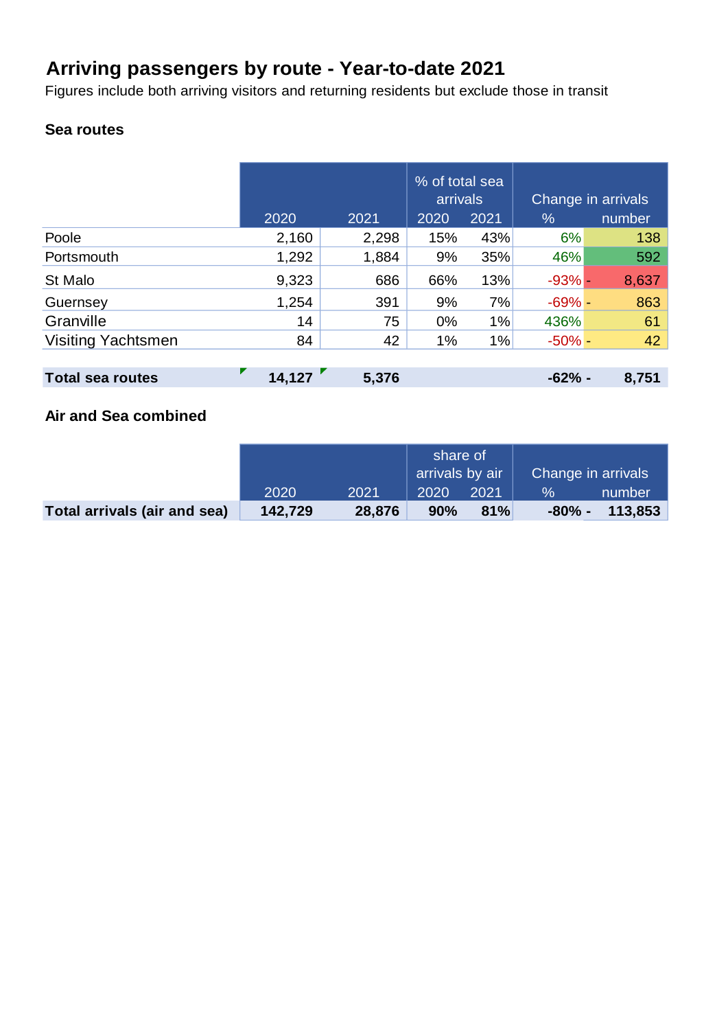# Arriving passengers by route - Year-to-date 2021

Figures include both arriving visitors and returning residents but exclude those in transit

### Sea routes

| | | | % of total sea arrivals | | Change in arrivals | |
|---|---|---|---|---|---|---|
| | 2020 | 2021 | 2020 | 2021 | % | number |
| Poole | 2,160 | 2,298 | 15% | 43% | 6% | 138 |
| Portsmouth | 1,292 | 1,884 | 9% | 35% | 46% | 592 |
| St Malo | 9,323 | 686 | 66% | 13% | -93% | - 8,637 |
| Guernsey | 1,254 | 391 | 9% | 7% | -69% | - 863 |
| Granville | 14 | 75 | 0% | 1% | 436% | 61 |
| Visiting Yachtsmen | 84 | 42 | 1% | 1% | -50% | - 42 |
| **Total sea routes** | **14,127** | **5,376** | | | **-62%** | **- 8,751** |

### Air and Sea combined

| | | | share of arrivals by air | | Change in arrivals | |
|---|---|---|---|---|---|---|
| | 2020 | 2021 | 2020 | 2021 | % | number |
| **Total arrivals (air and sea)** | **142,729** | **28,876** | **90%** | **81%** | **-80%** | **- 113,853** |